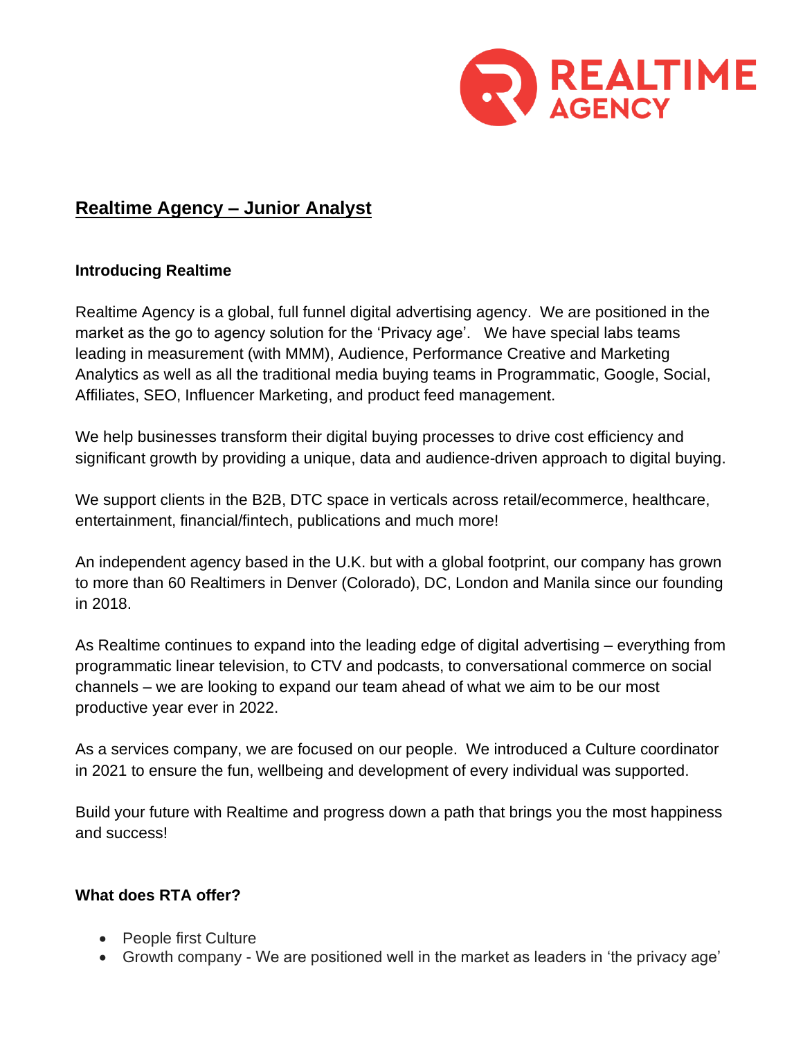# Realtime Agency – Junior Analyst

**Introducing Realtime**

Realtime Agency is a global, full funnel digital advertising agency. We are positioned in the market as the go to agency solution for the 'Privacy age'. We have special labs teams leading in measurement (with MMM), Audience, Performance Creative and Marketing Analytics as well as all the traditional media buying teams in Programmatic, Google, Social, Affiliates, SEO, Influencer Marketing, and product feed management.

We help businesses transform their digital buying processes to drive cost efficiency and significant growth by providing a unique, data and audience-driven approach to digital buying.

We support clients in the B2B, DTC space in verticals across retail/ecommerce, healthcare, entertainment, financial/fintech, publications and much more!

An independent agency based in the U.K. but with a global footprint, our company has grown to more than 60 Realtimers in Denver (Colorado), DC, London and Manila since our founding in 2018.

As Realtime continues to expand into the leading edge of digital advertising – everything from programmatic linear television, to CTV and podcasts, to conversational commerce on social channels – we are looking to expand our team ahead of what we aim to be our most productive year ever in 2022.

As a services company, we are focused on our people. We introduced a Culture coordinator in 2021 to ensure the fun, wellbeing and development of every individual was supported.

Build your future with Realtime and progress down a path that brings you the most happiness and success!

**What does RTA offer?**

- People first Culture
- Growth company - We are positioned well in the market as leaders in 'the privacy age'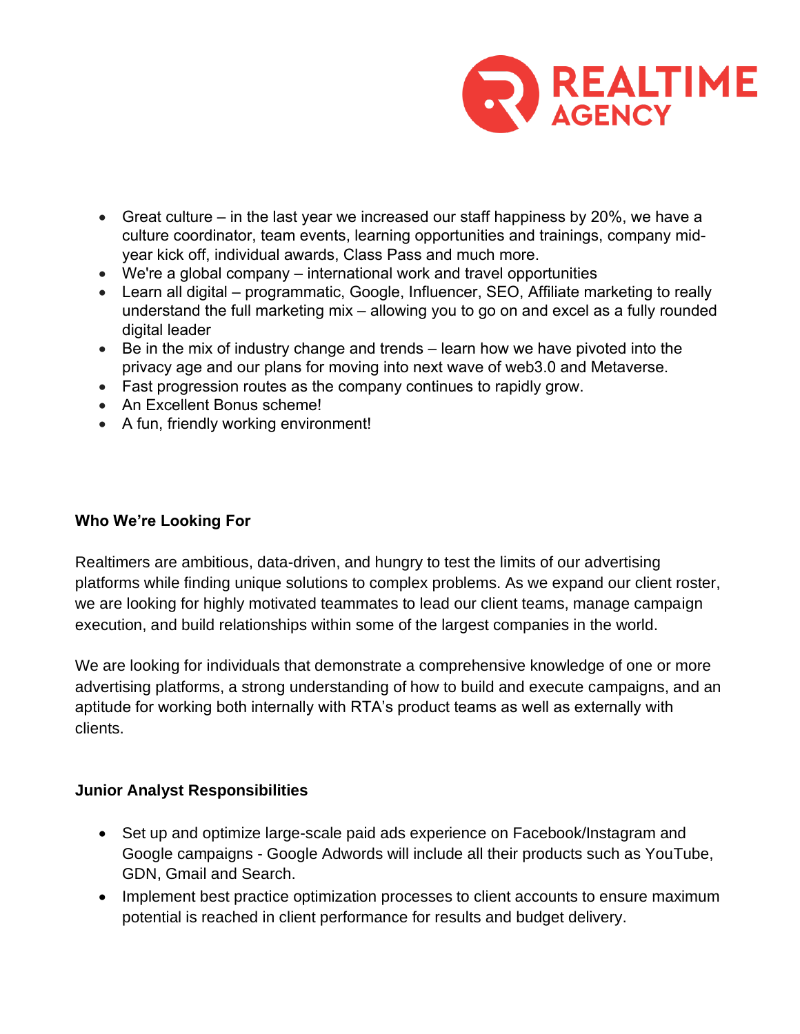- Great culture – in the last year we increased our staff happiness by 20%, we have a culture coordinator, team events, learning opportunities and trainings, company mid-year kick off, individual awards, Class Pass and much more.
- We're a global company – international work and travel opportunities
- Learn all digital – programmatic, Google, Influencer, SEO, Affiliate marketing to really understand the full marketing mix – allowing you to go on and excel as a fully rounded digital leader
- Be in the mix of industry change and trends – learn how we have pivoted into the privacy age and our plans for moving into next wave of web3.0 and Metaverse.
- Fast progression routes as the company continues to rapidly grow.
- An Excellent Bonus scheme!
- A fun, friendly working environment!

**Who We're Looking For**

Realtimers are ambitious, data-driven, and hungry to test the limits of our advertising platforms while finding unique solutions to complex problems. As we expand our client roster, we are looking for highly motivated teammates to lead our client teams, manage campaign execution, and build relationships within some of the largest companies in the world.

We are looking for individuals that demonstrate a comprehensive knowledge of one or more advertising platforms, a strong understanding of how to build and execute campaigns, and an aptitude for working both internally with RTA's product teams as well as externally with clients.

**Junior Analyst Responsibilities**

- Set up and optimize large-scale paid ads experience on Facebook/Instagram and Google campaigns - Google Adwords will include all their products such as YouTube, GDN, Gmail and Search.
- Implement best practice optimization processes to client accounts to ensure maximum potential is reached in client performance for results and budget delivery.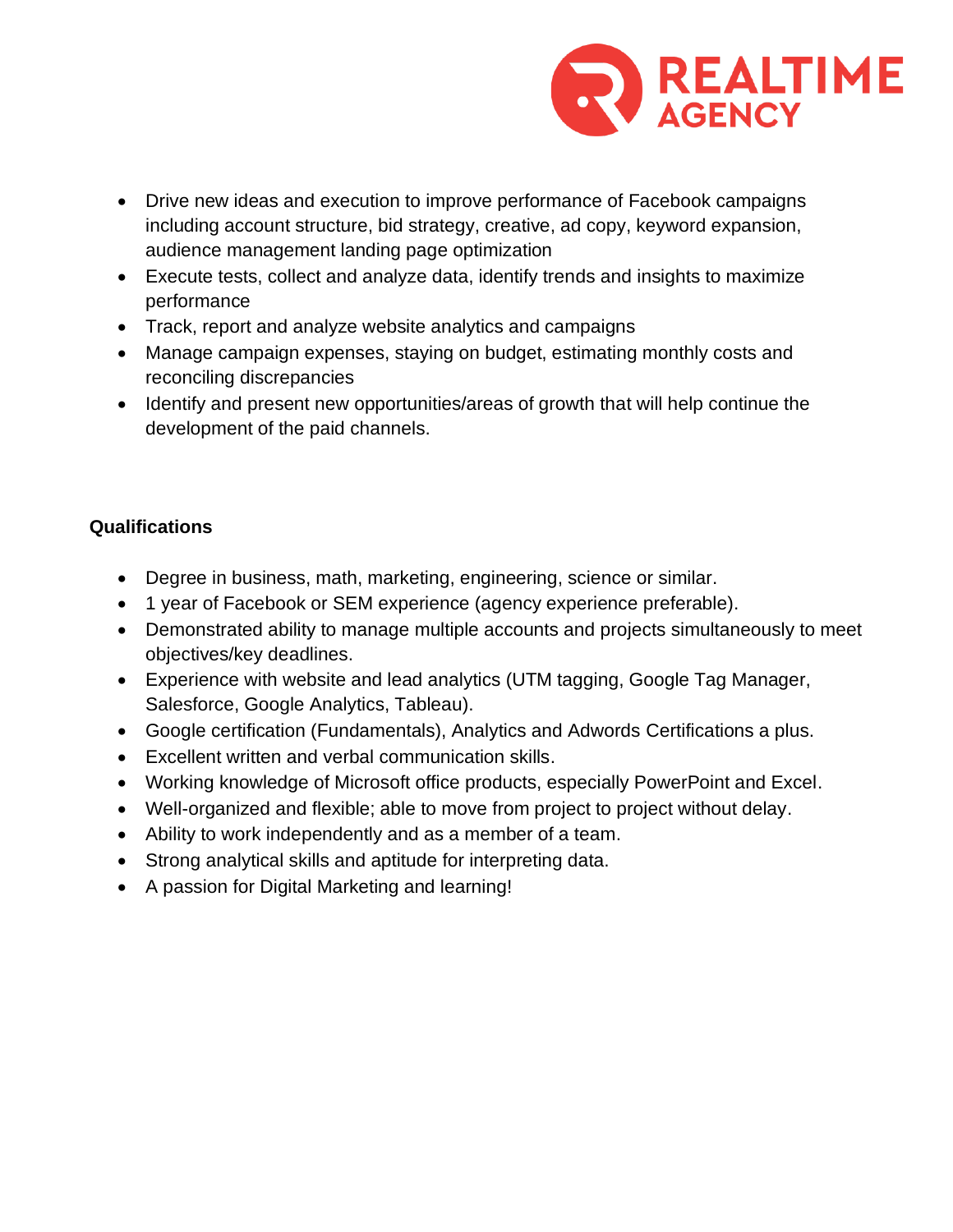- Drive new ideas and execution to improve performance of Facebook campaigns including account structure, bid strategy, creative, ad copy, keyword expansion, audience management landing page optimization
- Execute tests, collect and analyze data, identify trends and insights to maximize performance
- Track, report and analyze website analytics and campaigns
- Manage campaign expenses, staying on budget, estimating monthly costs and reconciling discrepancies
- Identify and present new opportunities/areas of growth that will help continue the development of the paid channels.

**Qualifications**

- Degree in business, math, marketing, engineering, science or similar.
- 1 year of Facebook or SEM experience (agency experience preferable).
- Demonstrated ability to manage multiple accounts and projects simultaneously to meet objectives/key deadlines.
- Experience with website and lead analytics (UTM tagging, Google Tag Manager, Salesforce, Google Analytics, Tableau).
- Google certification (Fundamentals), Analytics and Adwords Certifications a plus.
- Excellent written and verbal communication skills.
- Working knowledge of Microsoft office products, especially PowerPoint and Excel.
- Well-organized and flexible; able to move from project to project without delay.
- Ability to work independently and as a member of a team.
- Strong analytical skills and aptitude for interpreting data.
- A passion for Digital Marketing and learning!